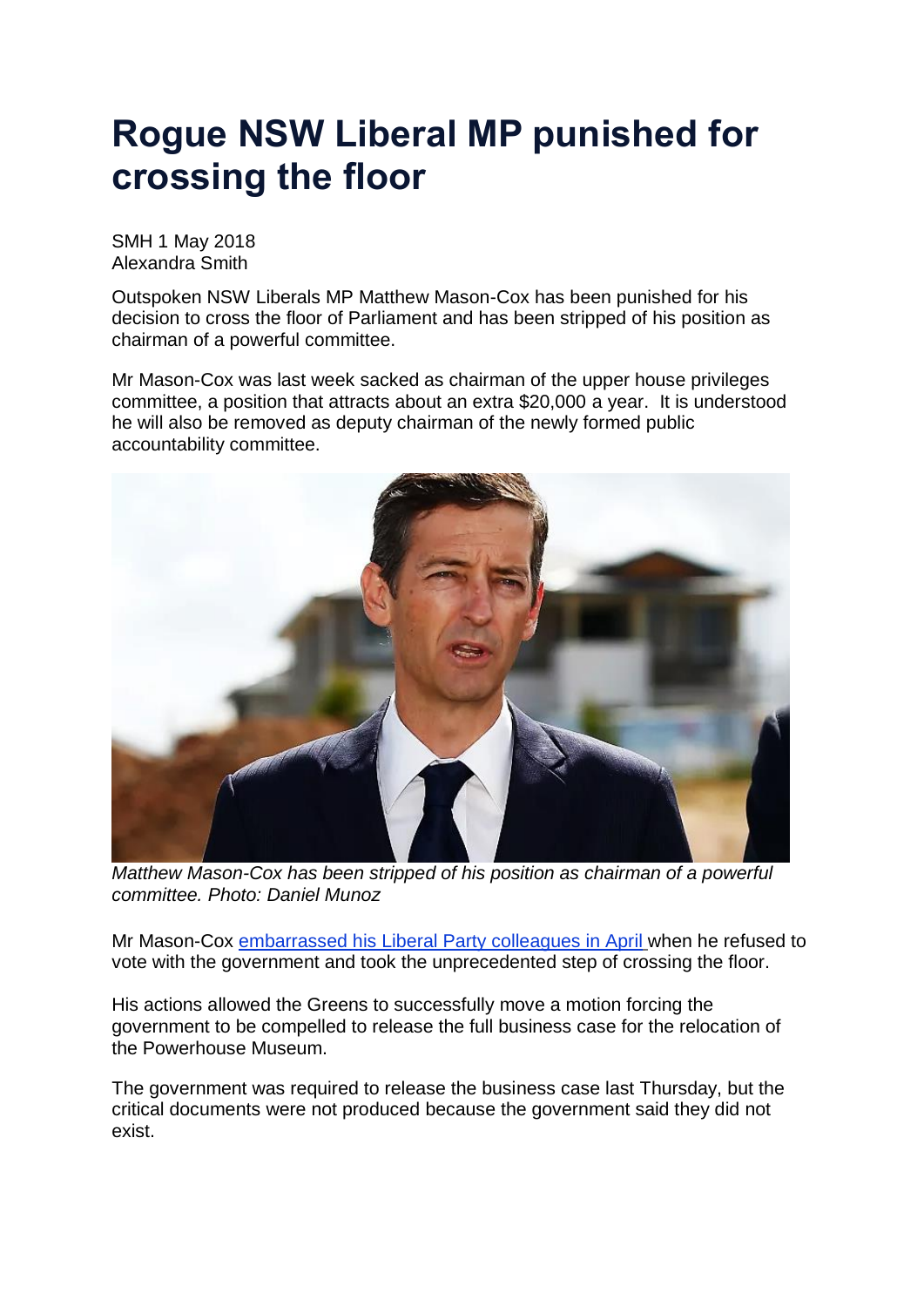# Rogue NSW Liberal MP punished for crossing the floor

SMH 1 May 2018
Alexandra Smith

Outspoken NSW Liberals MP Matthew Mason-Cox has been punished for his decision to cross the floor of Parliament and has been stripped of his position as chairman of a powerful committee.

Mr Mason-Cox was last week sacked as chairman of the upper house privileges committee, a position that attracts about an extra $20,000 a year. It is understood he will also be removed as deputy chairman of the newly formed public accountability committee.

*Matthew Mason-Cox has been stripped of his position as chairman of a powerful committee. Photo: Daniel Munoz*

Mr Mason-Cox embarrassed his Liberal Party colleagues in April when he refused to vote with the government and took the unprecedented step of crossing the floor.

His actions allowed the Greens to successfully move a motion forcing the government to be compelled to release the full business case for the relocation of the Powerhouse Museum.

The government was required to release the business case last Thursday, but the critical documents were not produced because the government said they did not exist.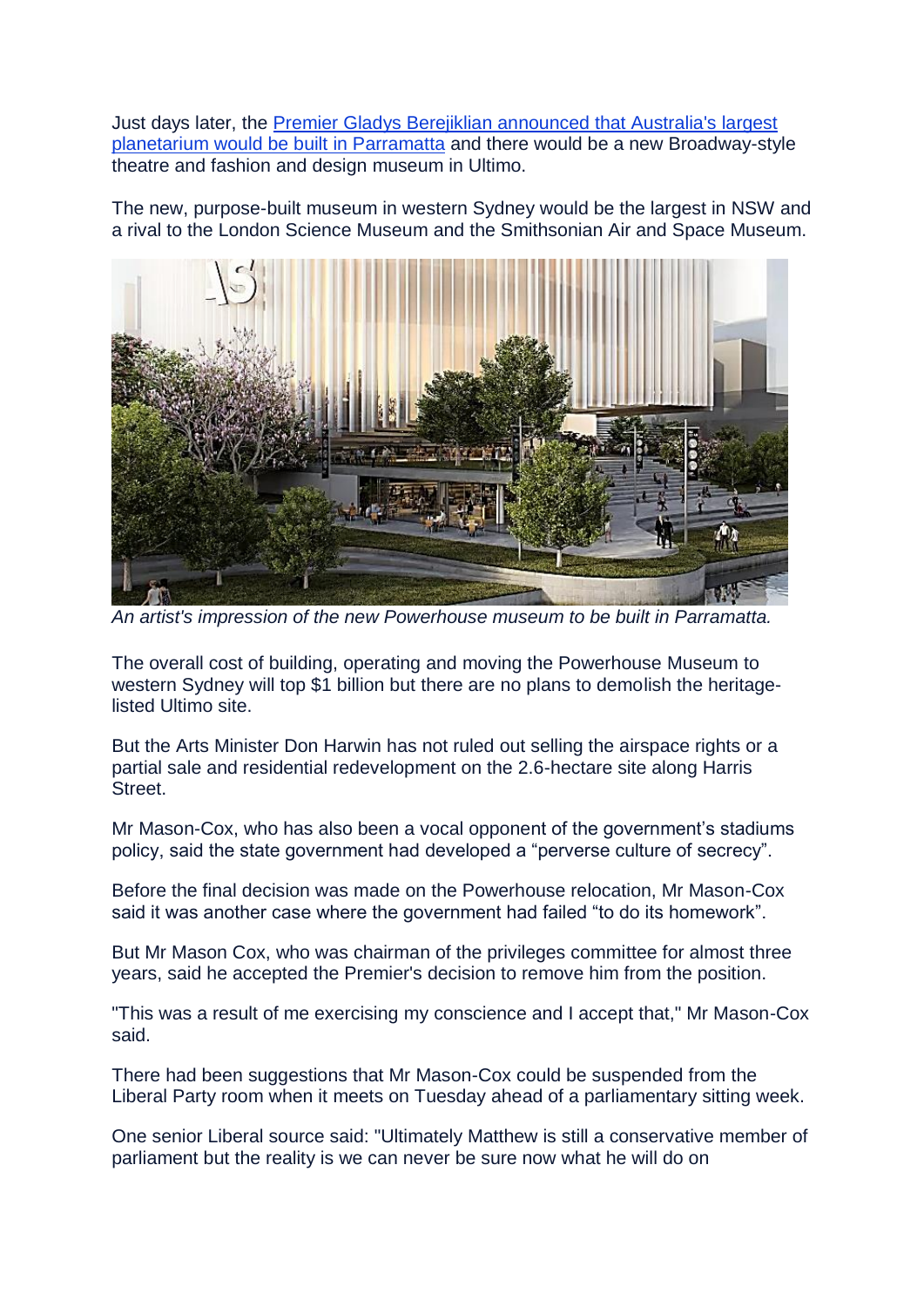Just days later, the [Premier Gladys Berejiklian announced that Australia's largest planetarium would be built in Parramatta](#) and there would be a new Broadway-style theatre and fashion and design museum in Ultimo.

The new, purpose-built museum in western Sydney would be the largest in NSW and a rival to the London Science Museum and the Smithsonian Air and Space Museum.

*An artist's impression of the new Powerhouse museum to be built in Parramatta.*

The overall cost of building, operating and moving the Powerhouse Museum to western Sydney will top $1 billion but there are no plans to demolish the heritage-listed Ultimo site.

But the Arts Minister Don Harwin has not ruled out selling the airspace rights or a partial sale and residential redevelopment on the 2.6-hectare site along Harris Street.

Mr Mason-Cox, who has also been a vocal opponent of the government's stadiums policy, said the state government had developed a "perverse culture of secrecy".

Before the final decision was made on the Powerhouse relocation, Mr Mason-Cox said it was another case where the government had failed "to do its homework".

But Mr Mason Cox, who was chairman of the privileges committee for almost three years, said he accepted the Premier's decision to remove him from the position.

"This was a result of me exercising my conscience and I accept that," Mr Mason-Cox said.

There had been suggestions that Mr Mason-Cox could be suspended from the Liberal Party room when it meets on Tuesday ahead of a parliamentary sitting week.

One senior Liberal source said: "Ultimately Matthew is still a conservative member of parliament but the reality is we can never be sure now what he will do on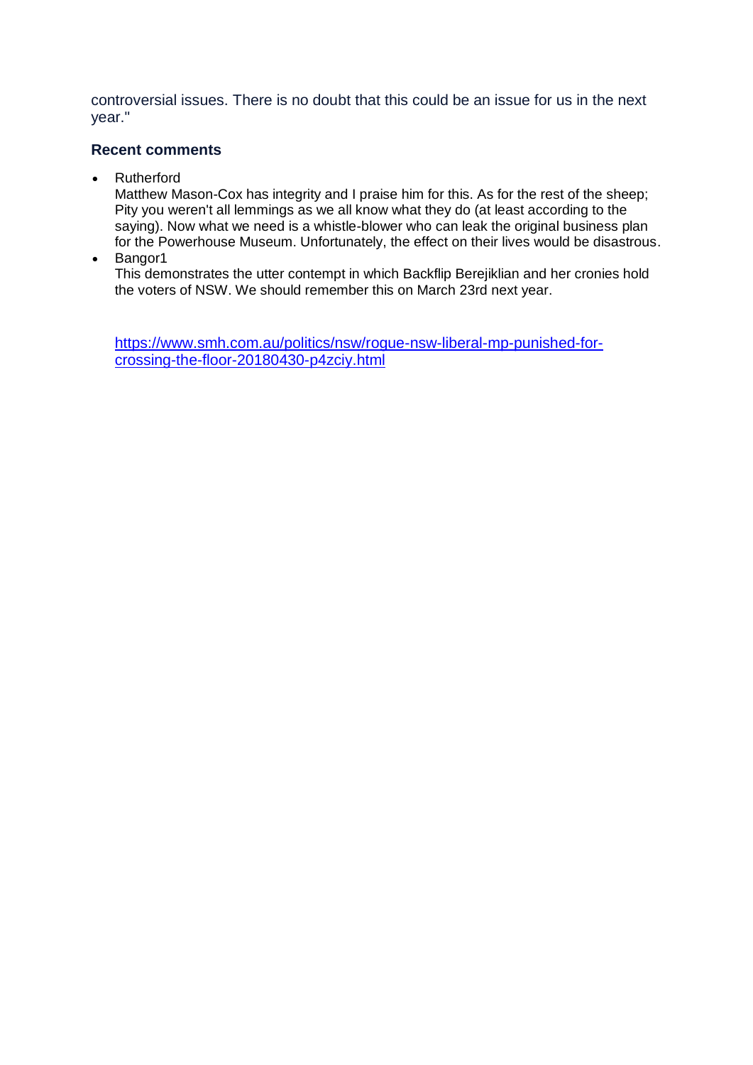controversial issues. There is no doubt that this could be an issue for us in the next year."

### Recent comments

- Rutherford
  Matthew Mason-Cox has integrity and I praise him for this. As for the rest of the sheep; Pity you weren't all lemmings as we all know what they do (at least according to the saying). Now what we need is a whistle-blower who can leak the original business plan for the Powerhouse Museum. Unfortunately, the effect on their lives would be disastrous.
- Bangor1
  This demonstrates the utter contempt in which Backflip Berejiklian and her cronies hold the voters of NSW. We should remember this on March 23rd next year.

  https://www.smh.com.au/politics/nsw/rogue-nsw-liberal-mp-punished-for-crossing-the-floor-20180430-p4zciy.html